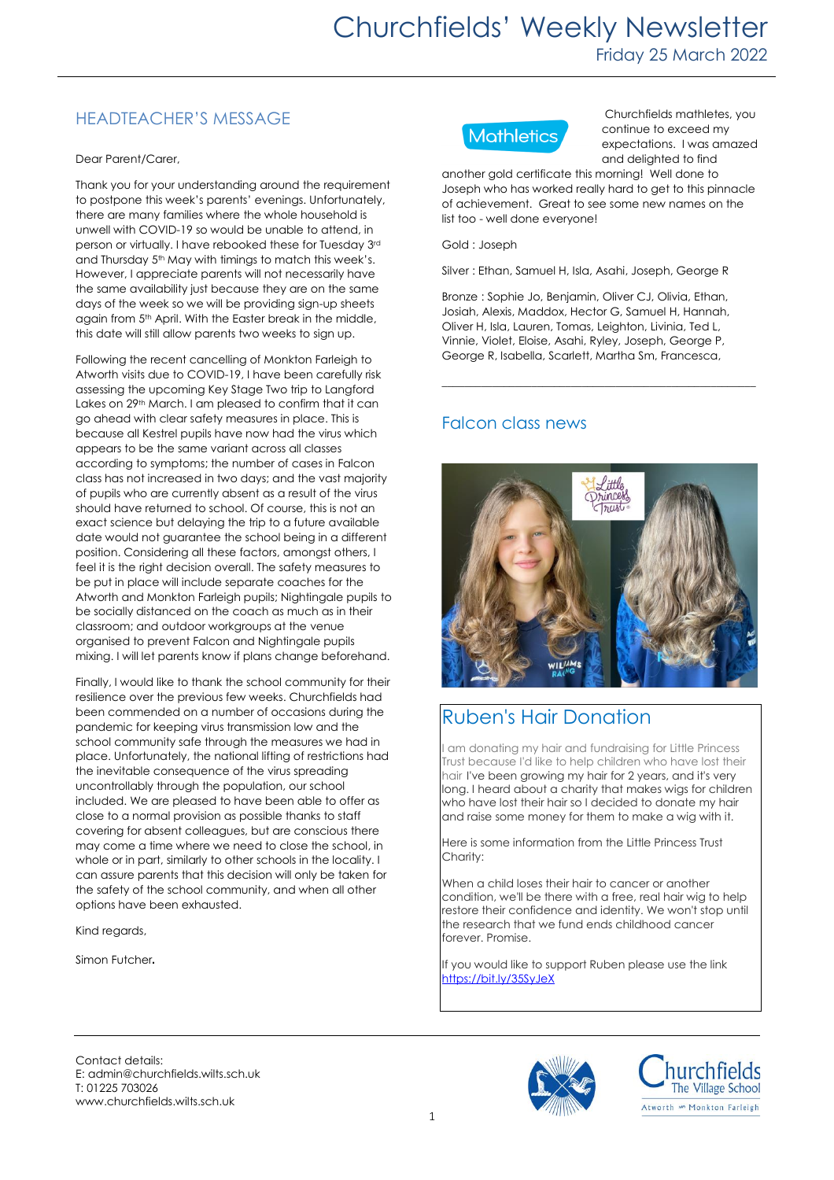# Churchfields' Weekly Newsletter

Friday 25 March 2022

## HEADTEACHER'S MESSAGE

Dear Parent/Carer,

Thank you for your understanding around the requirement to postpone this week's parents' evenings. Unfortunately, there are many families where the whole household is unwell with COVID-19 so would be unable to attend, in person or virtually. I have rebooked these for Tuesday 3rd and Thursday 5th May with timings to match this week's. However, I appreciate parents will not necessarily have the same availability just because they are on the same days of the week so we will be providing sign-up sheets again from 5th April. With the Easter break in the middle, this date will still allow parents two weeks to sign up.

Following the recent cancelling of Monkton Farleigh to Atworth visits due to COVID-19, I have been carefully risk assessing the upcoming Key Stage Two trip to Langford Lakes on 29th March. I am pleased to confirm that it can go ahead with clear safety measures in place. This is because all Kestrel pupils have now had the virus which appears to be the same variant across all classes according to symptoms; the number of cases in Falcon class has not increased in two days; and the vast majority of pupils who are currently absent as a result of the virus should have returned to school. Of course, this is not an exact science but delaying the trip to a future available date would not guarantee the school being in a different position. Considering all these factors, amongst others, I feel it is the right decision overall. The safety measures to be put in place will include separate coaches for the Atworth and Monkton Farleigh pupils; Nightingale pupils to be socially distanced on the coach as much as in their classroom; and outdoor workgroups at the venue organised to prevent Falcon and Nightingale pupils mixing. I will let parents know if plans change beforehand.

Finally, I would like to thank the school community for their resilience over the previous few weeks. Churchfields had been commended on a number of occasions during the pandemic for keeping virus transmission low and the school community safe through the measures we had in place. Unfortunately, the national lifting of restrictions had the inevitable consequence of the virus spreading uncontrollably through the population, our school included. We are pleased to have been able to offer as close to a normal provision as possible thanks to staff covering for absent colleagues, but are conscious there may come a time where we need to close the school, in whole or in part, similarly to other schools in the locality. I can assure parents that this decision will only be taken for the safety of the school community, and when all other options have been exhausted.

Kind regards,

Simon Futcher**.**

Mathletics

Churchfields mathletes, you continue to exceed my expectations. I was amazed and delighted to find another gold certificate this morning! Well done to Joseph who has worked really hard to get to this pinnacle of achievement. Great to see some new names on the list too - well done everyone!

Gold : Joseph

Silver : Ethan, Samuel H, Isla, Asahi, Joseph, George R

Bronze : Sophie Jo, Benjamin, Oliver CJ, Olivia, Ethan, Josiah, Alexis, Maddox, Hector G, Samuel H, Hannah, Oliver H, Isla, Lauren, Tomas, Leighton, Livinia, Ted L, Vinnie, Violet, Eloise, Asahi, Ryley, Joseph, George P, George R, Isabella, Scarlett, Martha Sm, Francesca,

---

## Falcon class news

## Ruben's Hair Donation

I am donating my hair and fundraising for Little Princess Trust because I'd like to help children who have lost their hair I've been growing my hair for 2 years, and it's very long. I heard about a charity that makes wigs for children who have lost their hair so I decided to donate my hair and raise some money for them to make a wig with it.

Here is some information from the Little Princess Trust Charity:

When a child loses their hair to cancer or another condition, we'll be there with a free, real hair wig to help restore their confidence and identity. We won't stop until the research that we fund ends childhood cancer forever. Promise.

If you would like to support Ruben please use the link https://bit.ly/35SyJeX

---

Contact details:
E: admin@churchfields.wilts.sch.uk
T: 01225 703026
www.churchfields.wilts.sch.uk

Churchfields The Village School
Atworth and Monkton Farleigh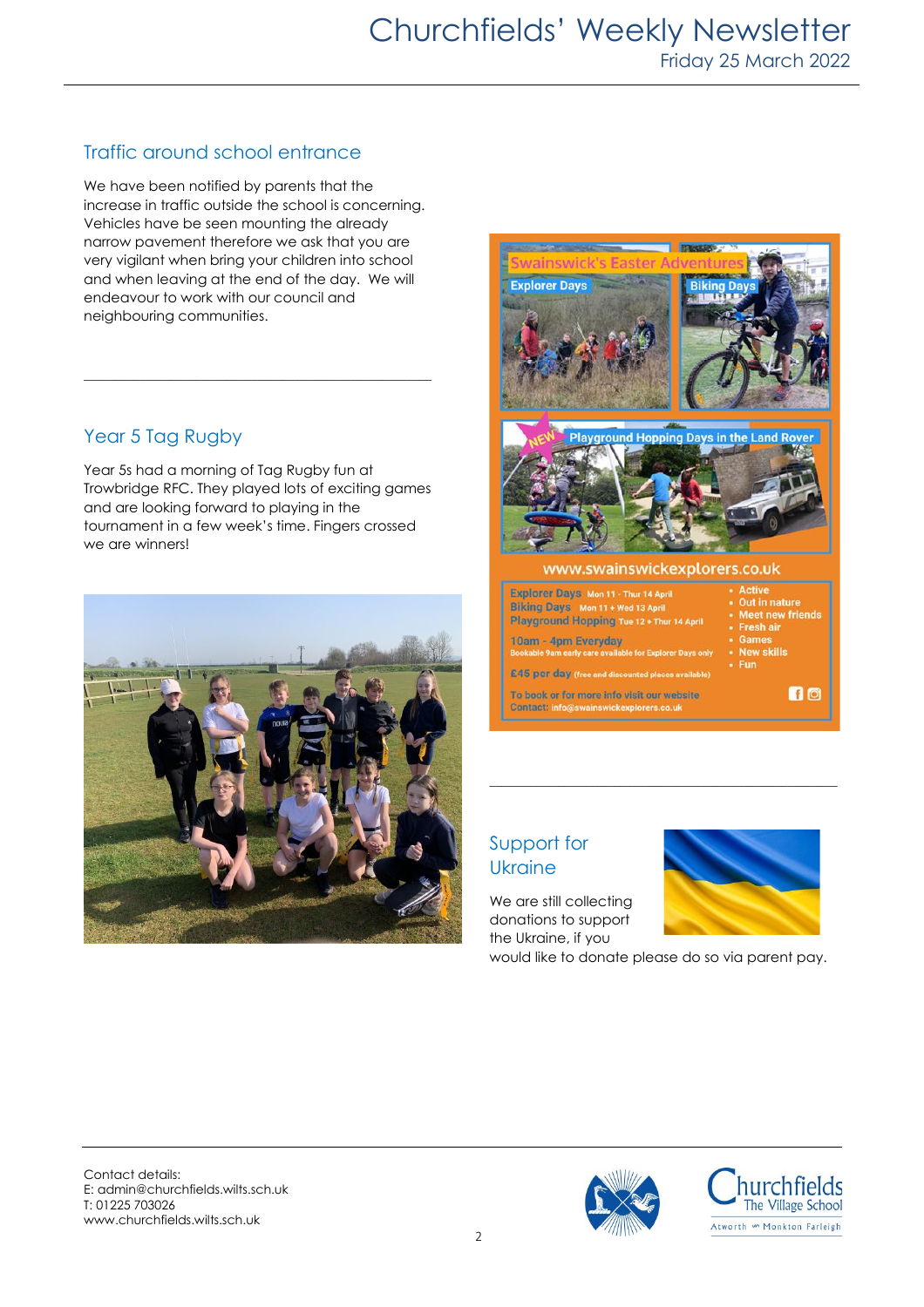## Traffic around school entrance

We have been notified by parents that the increase in traffic outside the school is concerning. Vehicles have be seen mounting the already narrow pavement therefore we ask that you are very vigilant when bring your children into school and when leaving at the end of the day. We will endeavour to work with our council and neighbouring communities.

---

## Year 5 Tag Rugby

Year 5s had a morning of Tag Rugby fun at Trowbridge RFC. They played lots of exciting games and are looking forward to playing in the tournament in a few week's time. Fingers crossed we are winners!

Swainswick's Easter Adventures

Explorer Days

Biking Days

NEW Playground Hopping Days in the Land Rover

www.swainswickexplorers.co.uk

Explorer Days Mon 11 - Thur 14 April
Biking Days Mon 11 + Wed 13 April
Playground Hopping Tue 12 + Thur 14 April
10am - 4pm Everyday
Bookable 9am early care available for Explorer Days only
£45 per day (free and discounted places available)

- Active
- Out in nature
- Meet new friends
- Fresh air
- Games
- New skills
- Fun

To book or for more info visit our website
Contact: info@swainswickexplorers.co.uk

---

## Support for Ukraine

We are still collecting donations to support the Ukraine, if you would like to donate please do so via parent pay.

Contact details:
E: admin@churchfields.wilts.sch.uk
T: 01225 703026
www.churchfields.wilts.sch.uk

Churchfields The Village School
Atworth & Monkton Farleigh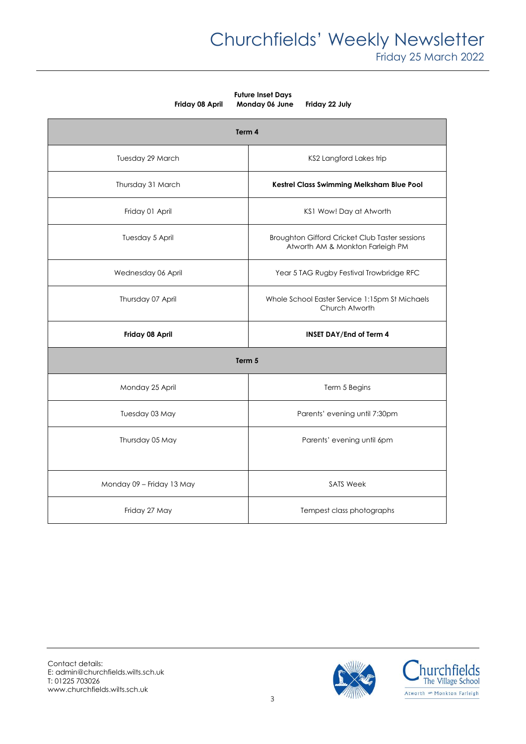**Future Inset Days**

**Friday 08 April** **Monday 06 June** **Friday 22 July**

| | |
|---|---|
| **Term 4** | |
| Tuesday 29 March | KS2 Langford Lakes trip |
| Thursday 31 March | **Kestrel Class Swimming Melksham Blue Pool** |
| Friday 01 April | KS1 Wow! Day at Atworth |
| Tuesday 5 April | Broughton Gifford Cricket Club Taster sessions Atworth AM & Monkton Farleigh PM |
| Wednesday 06 April | Year 5 TAG Rugby Festival Trowbridge RFC |
| Thursday 07 April | Whole School Easter Service 1:15pm St Michaels Church Atworth |
| **Friday 08 April** | **INSET DAY/End of Term 4** |
| **Term 5** | |
| Monday 25 April | Term 5 Begins |
| Tuesday 03 May | Parents' evening until 7:30pm |
| Thursday 05 May | Parents' evening until 6pm |
| Monday 09 – Friday 13 May | SATS Week |
| Friday 27 May | Tempest class photographs |

Contact details:
E: admin@churchfields.wilts.sch.uk
T: 01225 703026
www.churchfields.wilts.sch.uk